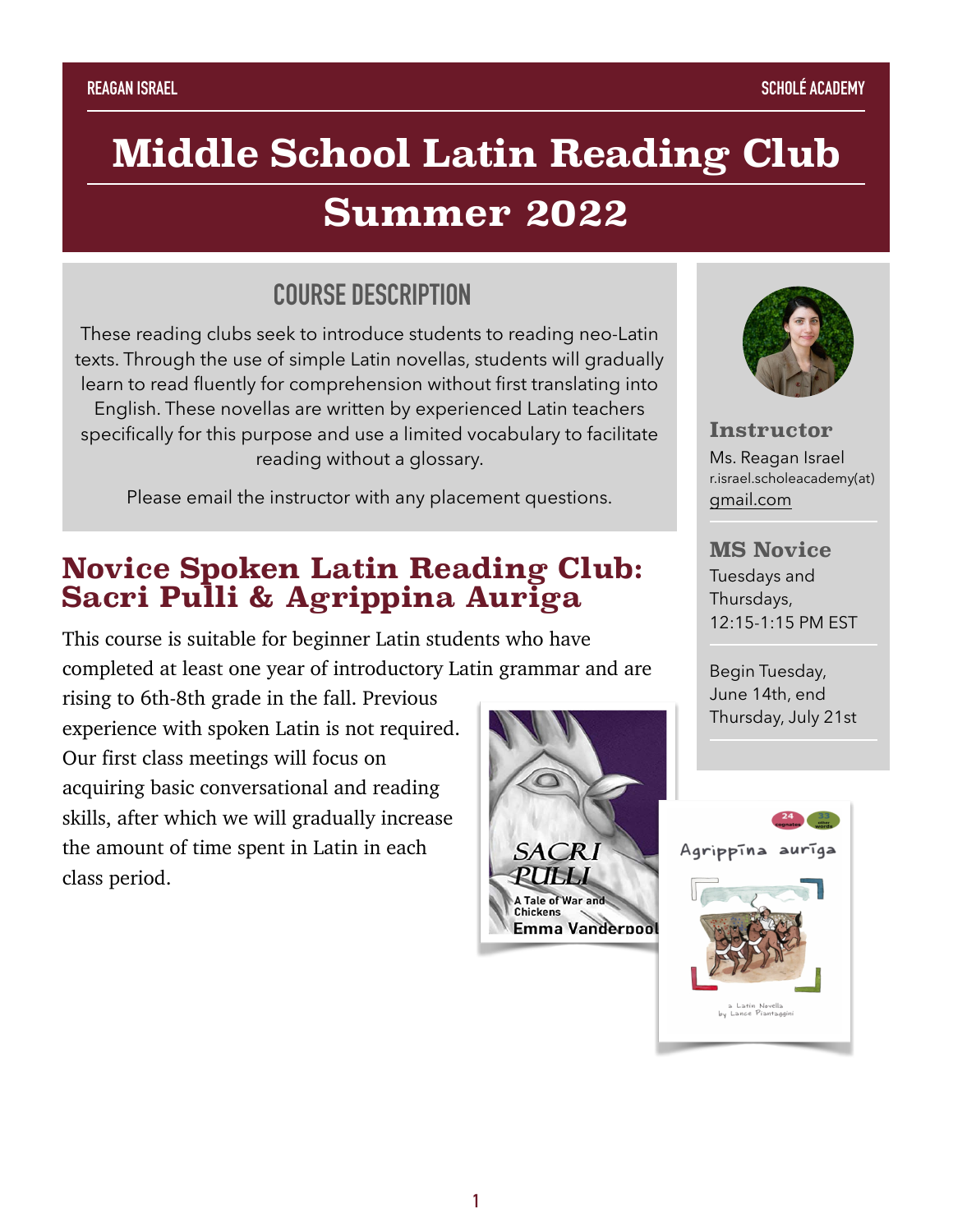REAGAN ISRAEL SCHOLÉ ACADEMY

# Middle School Latin Reading Club

# Summer 2022

## COURSE DESCRIPTION

These reading clubs seek to introduce students to reading neo-Latin texts. Through the use of simple Latin novellas, students will gradually learn to read fluently for comprehension without first translating into English. These novellas are written by experienced Latin teachers specifically for this purpose and use a limited vocabulary to facilitate reading without a glossary.

Please email the instructor with any placement questions.

**Instructor**
Ms. Reagan Israel
r.israel.scholeacademy(at)gmail.com

**MS Novice**
Tuesdays and Thursdays, 12:15-1:15 PM EST

Begin Tuesday, June 14th, end Thursday, July 21st

## Novice Spoken Latin Reading Club: Sacri Pulli & Agrippina Auriga

This course is suitable for beginner Latin students who have completed at least one year of introductory Latin grammar and are rising to 6th-8th grade in the fall. Previous experience with spoken Latin is not required. Our first class meetings will focus on acquiring basic conversational and reading skills, after which we will gradually increase the amount of time spent in Latin in each class period.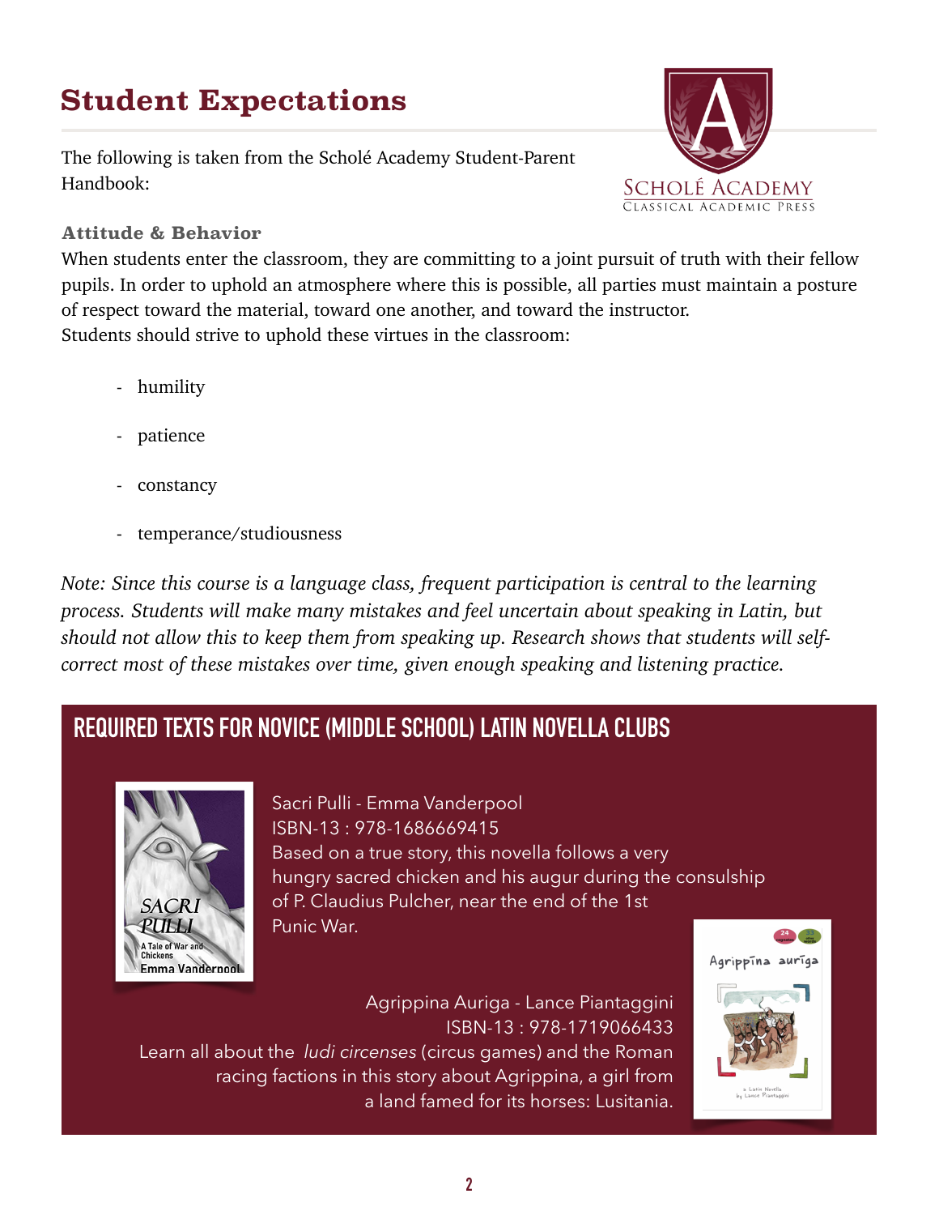# Student Expectations

The following is taken from the Scholé Academy Student-Parent Handbook:

### Attitude & Behavior

When students enter the classroom, they are committing to a joint pursuit of truth with their fellow pupils. In order to uphold an atmosphere where this is possible, all parties must maintain a posture of respect toward the material, toward one another, and toward the instructor.
Students should strive to uphold these virtues in the classroom:

- humility
- patience
- constancy
- temperance/studiousness

*Note: Since this course is a language class, frequent participation is central to the learning process. Students will make many mistakes and feel uncertain about speaking in Latin, but should not allow this to keep them from speaking up. Research shows that students will self-correct most of these mistakes over time, given enough speaking and listening practice.*

## REQUIRED TEXTS FOR NOVICE (MIDDLE SCHOOL) LATIN NOVELLA CLUBS

Sacri Pulli - Emma Vanderpool
ISBN-13 : 978-1686669415
Based on a true story, this novella follows a very hungry sacred chicken and his augur during the consulship of P. Claudius Pulcher, near the end of the 1st Punic War.

Agrippina Auriga - Lance Piantaggini
ISBN-13 : 978-1719066433
Learn all about the *ludi circenses* (circus games) and the Roman racing factions in this story about Agrippina, a girl from a land famed for its horses: Lusitania.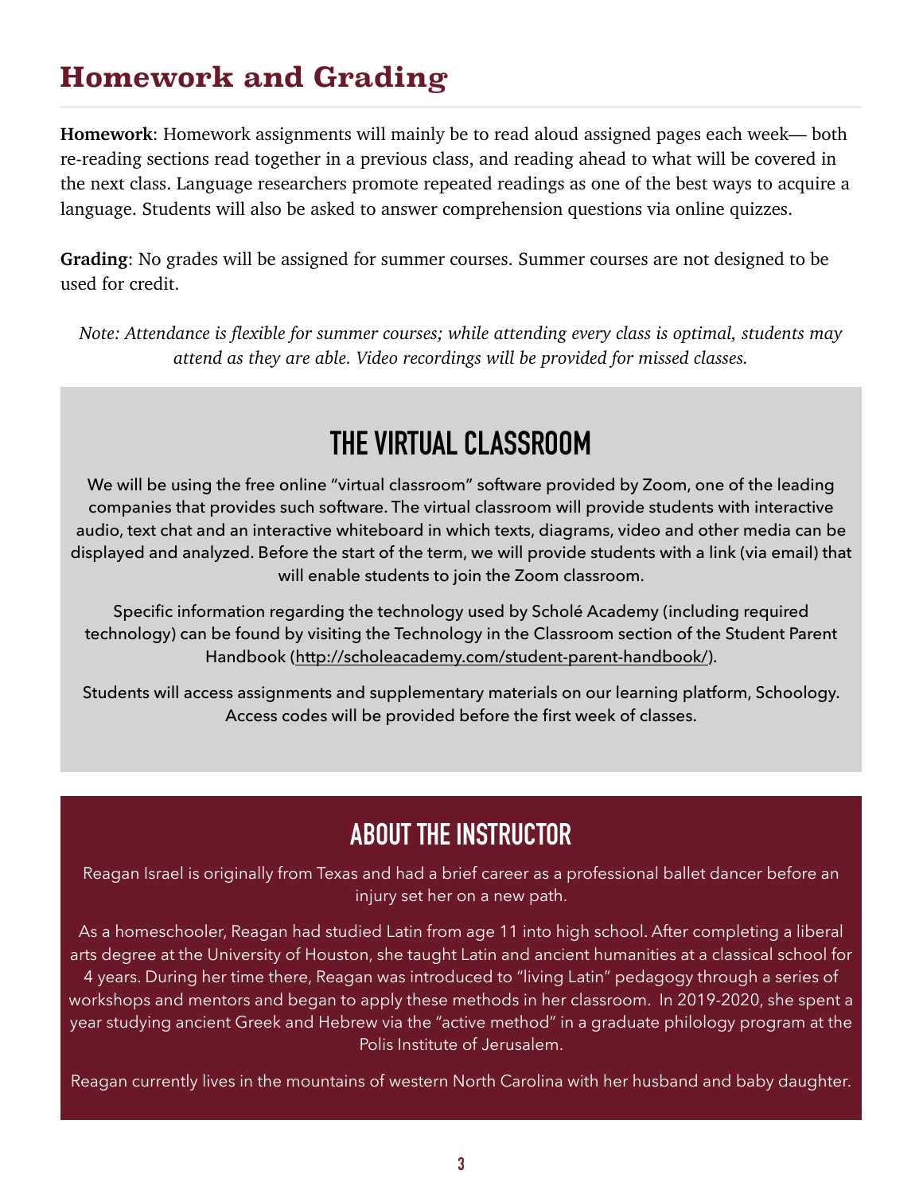# Homework and Grading

**Homework**: Homework assignments will mainly be to read aloud assigned pages each week— both re-reading sections read together in a previous class, and reading ahead to what will be covered in the next class. Language researchers promote repeated readings as one of the best ways to acquire a language. Students will also be asked to answer comprehension questions via online quizzes.

**Grading**: No grades will be assigned for summer courses. Summer courses are not designed to be used for credit.

*Note: Attendance is flexible for summer courses; while attending every class is optimal, students may attend as they are able. Video recordings will be provided for missed classes.*

## THE VIRTUAL CLASSROOM

We will be using the free online "virtual classroom" software provided by Zoom, one of the leading companies that provides such software. The virtual classroom will provide students with interactive audio, text chat and an interactive whiteboard in which texts, diagrams, video and other media can be displayed and analyzed. Before the start of the term, we will provide students with a link (via email) that will enable students to join the Zoom classroom.

Specific information regarding the technology used by Scholé Academy (including required technology) can be found by visiting the Technology in the Classroom section of the Student Parent Handbook (http://scholeacademy.com/student-parent-handbook/).

Students will access assignments and supplementary materials on our learning platform, Schoology. Access codes will be provided before the first week of classes.

## ABOUT THE INSTRUCTOR

Reagan Israel is originally from Texas and had a brief career as a professional ballet dancer before an injury set her on a new path.

As a homeschooler, Reagan had studied Latin from age 11 into high school. After completing a liberal arts degree at the University of Houston, she taught Latin and ancient humanities at a classical school for 4 years. During her time there, Reagan was introduced to "living Latin" pedagogy through a series of workshops and mentors and began to apply these methods in her classroom. In 2019-2020, she spent a year studying ancient Greek and Hebrew via the "active method" in a graduate philology program at the Polis Institute of Jerusalem.

Reagan currently lives in the mountains of western North Carolina with her husband and baby daughter.